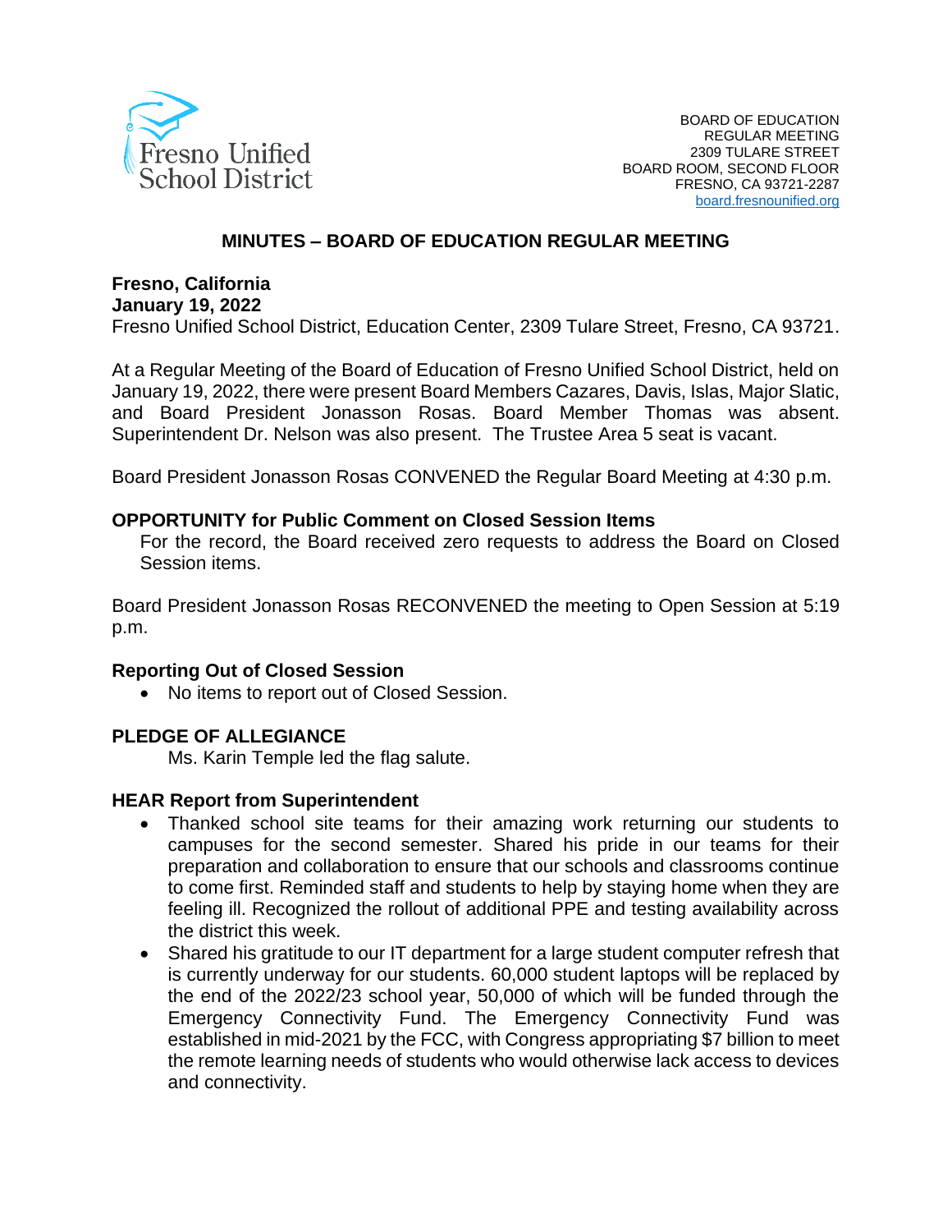Fresno Unified School District

BOARD OF EDUCATION
REGULAR MEETING
2309 TULARE STREET
BOARD ROOM, SECOND FLOOR
FRESNO, CA 93721-2287
board.fresnounified.org

# MINUTES – BOARD OF EDUCATION REGULAR MEETING

**Fresno, California**
**January 19, 2022**
Fresno Unified School District, Education Center, 2309 Tulare Street, Fresno, CA 93721.

At a Regular Meeting of the Board of Education of Fresno Unified School District, held on January 19, 2022, there were present Board Members Cazares, Davis, Islas, Major Slatic, and Board President Jonasson Rosas. Board Member Thomas was absent. Superintendent Dr. Nelson was also present. The Trustee Area 5 seat is vacant.

Board President Jonasson Rosas CONVENED the Regular Board Meeting at 4:30 p.m.

### OPPORTUNITY for Public Comment on Closed Session Items

For the record, the Board received zero requests to address the Board on Closed Session items.

Board President Jonasson Rosas RECONVENED the meeting to Open Session at 5:19 p.m.

### Reporting Out of Closed Session

- No items to report out of Closed Session.

### PLEDGE OF ALLEGIANCE

Ms. Karin Temple led the flag salute.

### HEAR Report from Superintendent

- Thanked school site teams for their amazing work returning our students to campuses for the second semester. Shared his pride in our teams for their preparation and collaboration to ensure that our schools and classrooms continue to come first. Reminded staff and students to help by staying home when they are feeling ill. Recognized the rollout of additional PPE and testing availability across the district this week.
- Shared his gratitude to our IT department for a large student computer refresh that is currently underway for our students. 60,000 student laptops will be replaced by the end of the 2022/23 school year, 50,000 of which will be funded through the Emergency Connectivity Fund. The Emergency Connectivity Fund was established in mid-2021 by the FCC, with Congress appropriating $7 billion to meet the remote learning needs of students who would otherwise lack access to devices and connectivity.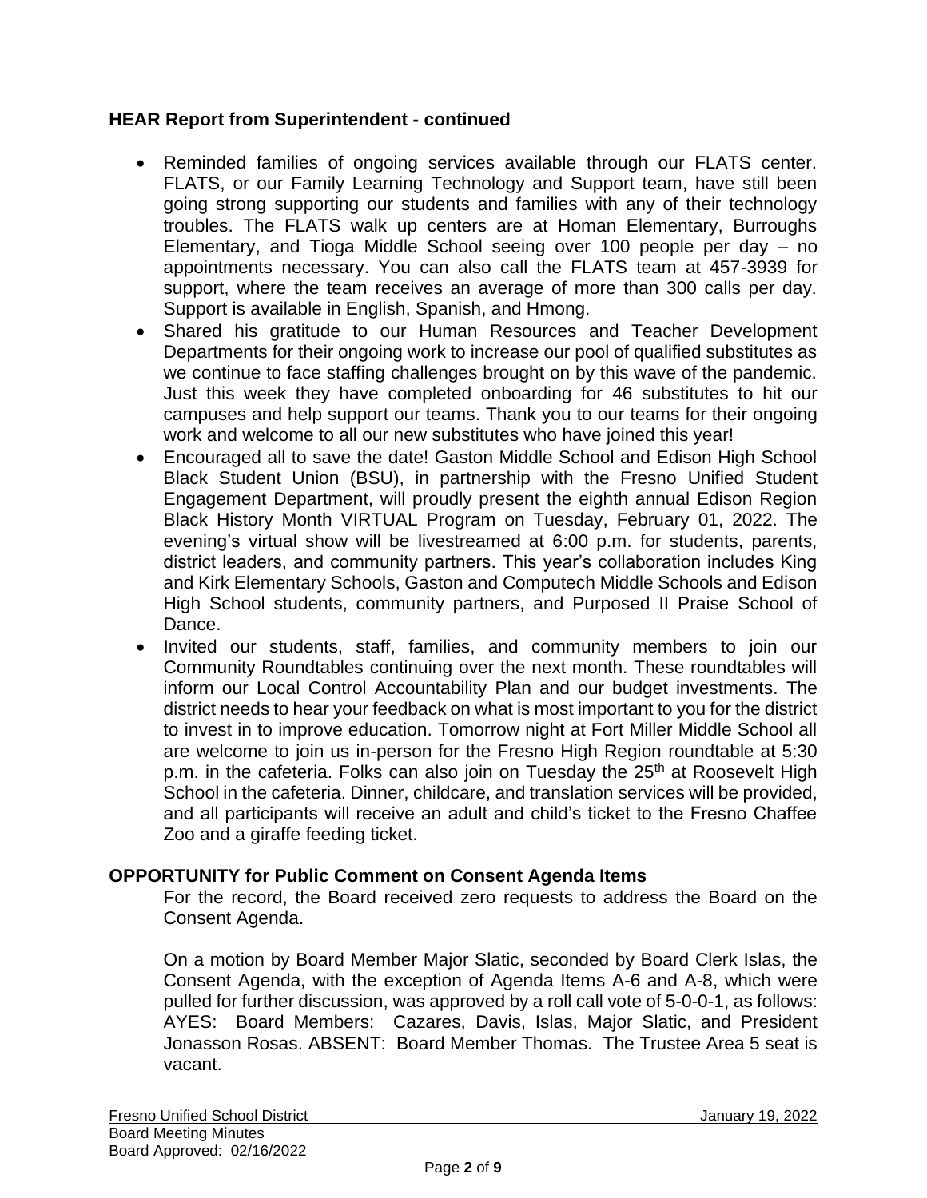### HEAR Report from Superintendent - continued

- Reminded families of ongoing services available through our FLATS center. FLATS, or our Family Learning Technology and Support team, have still been going strong supporting our students and families with any of their technology troubles. The FLATS walk up centers are at Homan Elementary, Burroughs Elementary, and Tioga Middle School seeing over 100 people per day – no appointments necessary. You can also call the FLATS team at 457-3939 for support, where the team receives an average of more than 300 calls per day. Support is available in English, Spanish, and Hmong.
- Shared his gratitude to our Human Resources and Teacher Development Departments for their ongoing work to increase our pool of qualified substitutes as we continue to face staffing challenges brought on by this wave of the pandemic. Just this week they have completed onboarding for 46 substitutes to hit our campuses and help support our teams. Thank you to our teams for their ongoing work and welcome to all our new substitutes who have joined this year!
- Encouraged all to save the date! Gaston Middle School and Edison High School Black Student Union (BSU), in partnership with the Fresno Unified Student Engagement Department, will proudly present the eighth annual Edison Region Black History Month VIRTUAL Program on Tuesday, February 01, 2022. The evening's virtual show will be livestreamed at 6:00 p.m. for students, parents, district leaders, and community partners. This year's collaboration includes King and Kirk Elementary Schools, Gaston and Computech Middle Schools and Edison High School students, community partners, and Purposed II Praise School of Dance.
- Invited our students, staff, families, and community members to join our Community Roundtables continuing over the next month. These roundtables will inform our Local Control Accountability Plan and our budget investments. The district needs to hear your feedback on what is most important to you for the district to invest in to improve education. Tomorrow night at Fort Miller Middle School all are welcome to join us in-person for the Fresno High Region roundtable at 5:30 p.m. in the cafeteria. Folks can also join on Tuesday the 25th at Roosevelt High School in the cafeteria. Dinner, childcare, and translation services will be provided, and all participants will receive an adult and child's ticket to the Fresno Chaffee Zoo and a giraffe feeding ticket.

### OPPORTUNITY for Public Comment on Consent Agenda Items

For the record, the Board received zero requests to address the Board on the Consent Agenda.

On a motion by Board Member Major Slatic, seconded by Board Clerk Islas, the Consent Agenda, with the exception of Agenda Items A-6 and A-8, which were pulled for further discussion, was approved by a roll call vote of 5-0-0-1, as follows: AYES: Board Members: Cazares, Davis, Islas, Major Slatic, and President Jonasson Rosas. ABSENT: Board Member Thomas. The Trustee Area 5 seat is vacant.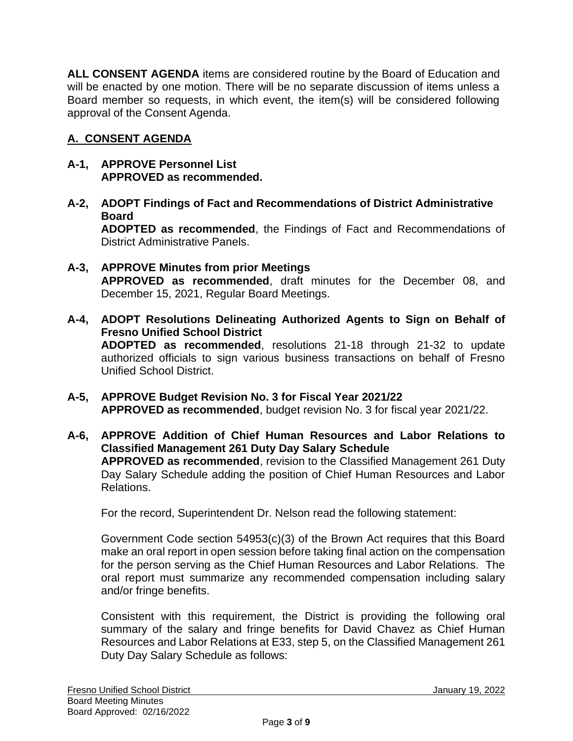**ALL CONSENT AGENDA** items are considered routine by the Board of Education and will be enacted by one motion. There will be no separate discussion of items unless a Board member so requests, in which event, the item(s) will be considered following approval of the Consent Agenda.

## A. CONSENT AGENDA

**A-1, APPROVE Personnel List**
**APPROVED as recommended.**

**A-2, ADOPT Findings of Fact and Recommendations of District Administrative Board**
**ADOPTED as recommended**, the Findings of Fact and Recommendations of District Administrative Panels.

**A-3, APPROVE Minutes from prior Meetings**
**APPROVED as recommended**, draft minutes for the December 08, and December 15, 2021, Regular Board Meetings.

**A-4, ADOPT Resolutions Delineating Authorized Agents to Sign on Behalf of Fresno Unified School District**
**ADOPTED as recommended**, resolutions 21-18 through 21-32 to update authorized officials to sign various business transactions on behalf of Fresno Unified School District.

**A-5, APPROVE Budget Revision No. 3 for Fiscal Year 2021/22**
**APPROVED as recommended**, budget revision No. 3 for fiscal year 2021/22.

**A-6, APPROVE Addition of Chief Human Resources and Labor Relations to Classified Management 261 Duty Day Salary Schedule**
**APPROVED as recommended**, revision to the Classified Management 261 Duty Day Salary Schedule adding the position of Chief Human Resources and Labor Relations.

For the record, Superintendent Dr. Nelson read the following statement:

Government Code section 54953(c)(3) of the Brown Act requires that this Board make an oral report in open session before taking final action on the compensation for the person serving as the Chief Human Resources and Labor Relations. The oral report must summarize any recommended compensation including salary and/or fringe benefits.

Consistent with this requirement, the District is providing the following oral summary of the salary and fringe benefits for David Chavez as Chief Human Resources and Labor Relations at E33, step 5, on the Classified Management 261 Duty Day Salary Schedule as follows: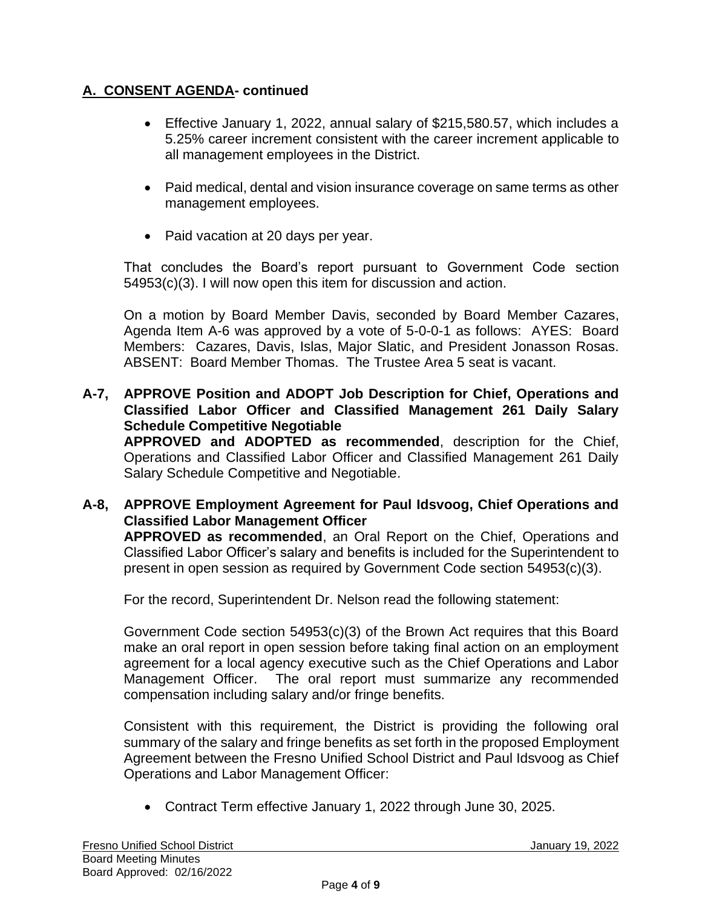## A. CONSENT AGENDA- continued

- Effective January 1, 2022, annual salary of $215,580.57, which includes a 5.25% career increment consistent with the career increment applicable to all management employees in the District.
- Paid medical, dental and vision insurance coverage on same terms as other management employees.
- Paid vacation at 20 days per year.

That concludes the Board's report pursuant to Government Code section 54953(c)(3). I will now open this item for discussion and action.

On a motion by Board Member Davis, seconded by Board Member Cazares, Agenda Item A-6 was approved by a vote of 5-0-0-1 as follows: AYES: Board Members: Cazares, Davis, Islas, Major Slatic, and President Jonasson Rosas. ABSENT: Board Member Thomas. The Trustee Area 5 seat is vacant.

**A-7, APPROVE Position and ADOPT Job Description for Chief, Operations and Classified Labor Officer and Classified Management 261 Daily Salary Schedule Competitive Negotiable**

**APPROVED and ADOPTED as recommended**, description for the Chief, Operations and Classified Labor Officer and Classified Management 261 Daily Salary Schedule Competitive and Negotiable.

**A-8, APPROVE Employment Agreement for Paul Idsvoog, Chief Operations and Classified Labor Management Officer**

**APPROVED as recommended**, an Oral Report on the Chief, Operations and Classified Labor Officer's salary and benefits is included for the Superintendent to present in open session as required by Government Code section 54953(c)(3).

For the record, Superintendent Dr. Nelson read the following statement:

Government Code section 54953(c)(3) of the Brown Act requires that this Board make an oral report in open session before taking final action on an employment agreement for a local agency executive such as the Chief Operations and Labor Management Officer. The oral report must summarize any recommended compensation including salary and/or fringe benefits.

Consistent with this requirement, the District is providing the following oral summary of the salary and fringe benefits as set forth in the proposed Employment Agreement between the Fresno Unified School District and Paul Idsvoog as Chief Operations and Labor Management Officer:

- Contract Term effective January 1, 2022 through June 30, 2025.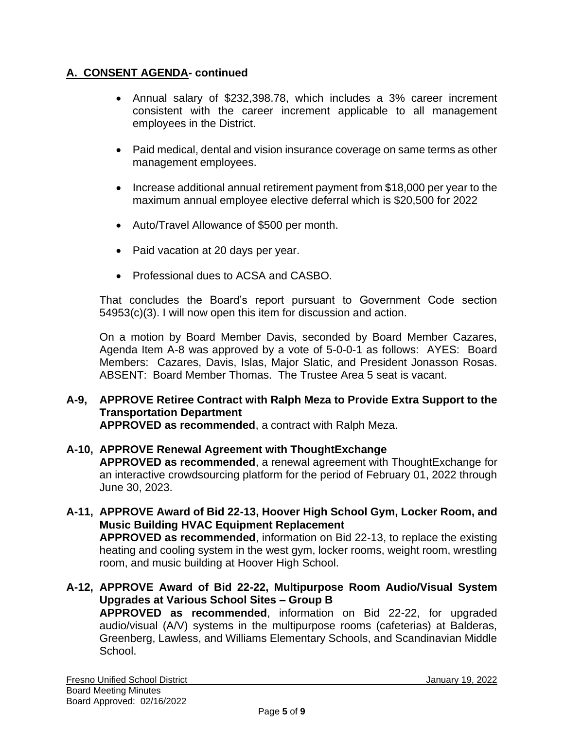## A. CONSENT AGENDA- continued

- Annual salary of $232,398.78, which includes a 3% career increment consistent with the career increment applicable to all management employees in the District.
- Paid medical, dental and vision insurance coverage on same terms as other management employees.
- Increase additional annual retirement payment from $18,000 per year to the maximum annual employee elective deferral which is $20,500 for 2022
- Auto/Travel Allowance of $500 per month.
- Paid vacation at 20 days per year.
- Professional dues to ACSA and CASBO.

That concludes the Board's report pursuant to Government Code section 54953(c)(3). I will now open this item for discussion and action.

On a motion by Board Member Davis, seconded by Board Member Cazares, Agenda Item A-8 was approved by a vote of 5-0-0-1 as follows: AYES: Board Members: Cazares, Davis, Islas, Major Slatic, and President Jonasson Rosas. ABSENT: Board Member Thomas. The Trustee Area 5 seat is vacant.

**A-9, APPROVE Retiree Contract with Ralph Meza to Provide Extra Support to the Transportation Department**
**APPROVED as recommended**, a contract with Ralph Meza.

**A-10, APPROVE Renewal Agreement with ThoughtExchange**
**APPROVED as recommended**, a renewal agreement with ThoughtExchange for an interactive crowdsourcing platform for the period of February 01, 2022 through June 30, 2023.

**A-11, APPROVE Award of Bid 22-13, Hoover High School Gym, Locker Room, and Music Building HVAC Equipment Replacement**
**APPROVED as recommended**, information on Bid 22-13, to replace the existing heating and cooling system in the west gym, locker rooms, weight room, wrestling room, and music building at Hoover High School.

**A-12, APPROVE Award of Bid 22-22, Multipurpose Room Audio/Visual System Upgrades at Various School Sites – Group B**
**APPROVED as recommended**, information on Bid 22-22, for upgraded audio/visual (A/V) systems in the multipurpose rooms (cafeterias) at Balderas, Greenberg, Lawless, and Williams Elementary Schools, and Scandinavian Middle School.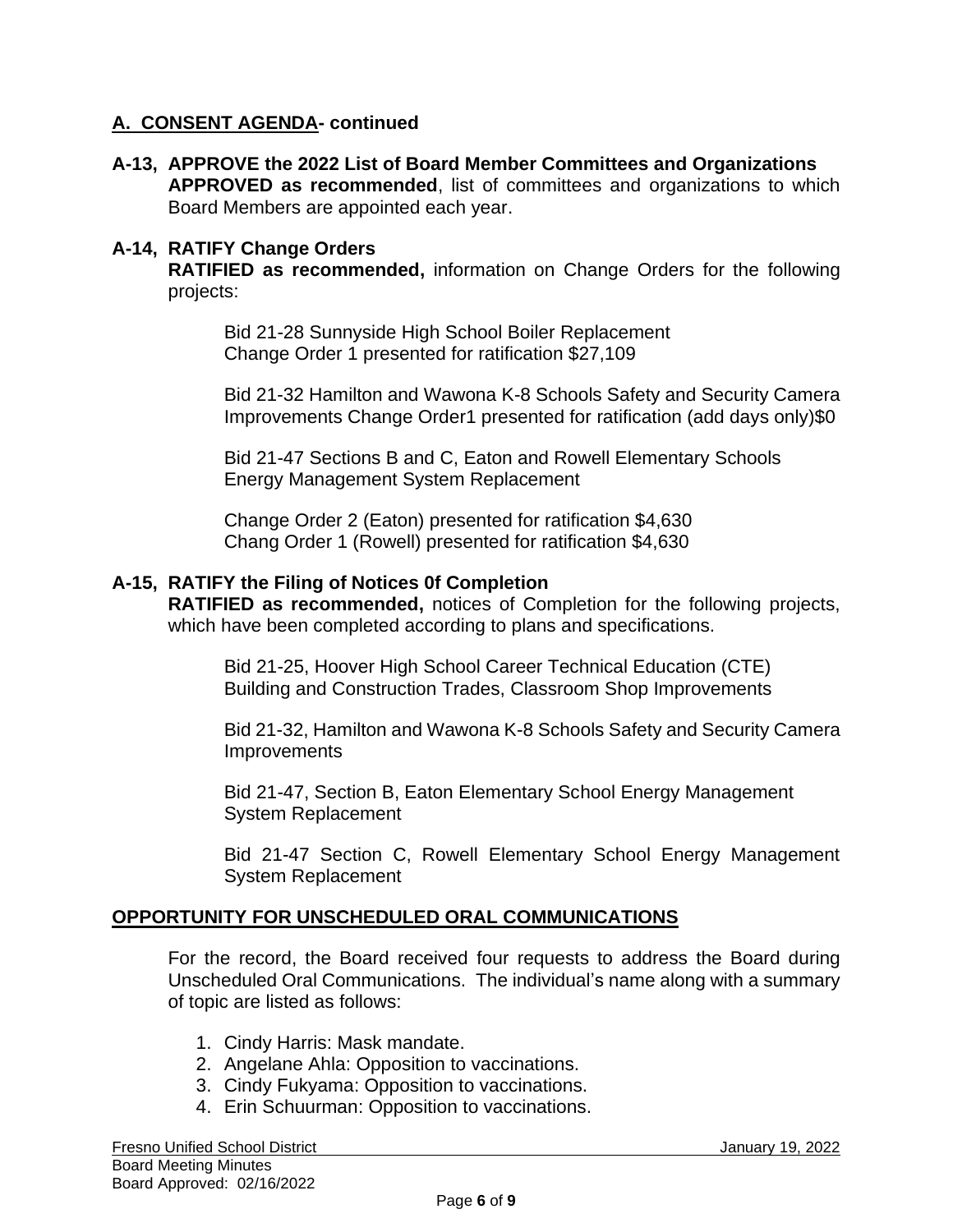## A. CONSENT AGENDA- continued

**A-13, APPROVE the 2022 List of Board Member Committees and Organizations**
**APPROVED as recommended**, list of committees and organizations to which Board Members are appointed each year.

**A-14, RATIFY Change Orders**
**RATIFIED as recommended,** information on Change Orders for the following projects:

Bid 21-28 Sunnyside High School Boiler Replacement
Change Order 1 presented for ratification $27,109

Bid 21-32 Hamilton and Wawona K-8 Schools Safety and Security Camera Improvements Change Order1 presented for ratification (add days only)$0

Bid 21-47 Sections B and C, Eaton and Rowell Elementary Schools Energy Management System Replacement

Change Order 2 (Eaton) presented for ratification $4,630
Chang Order 1 (Rowell) presented for ratification $4,630

**A-15, RATIFY the Filing of Notices 0f Completion**
**RATIFIED as recommended,** notices of Completion for the following projects, which have been completed according to plans and specifications.

Bid 21-25, Hoover High School Career Technical Education (CTE) Building and Construction Trades, Classroom Shop Improvements

Bid 21-32, Hamilton and Wawona K-8 Schools Safety and Security Camera Improvements

Bid 21-47, Section B, Eaton Elementary School Energy Management System Replacement

Bid 21-47 Section C, Rowell Elementary School Energy Management System Replacement

## OPPORTUNITY FOR UNSCHEDULED ORAL COMMUNICATIONS

For the record, the Board received four requests to address the Board during Unscheduled Oral Communications. The individual's name along with a summary of topic are listed as follows:

1. Cindy Harris: Mask mandate.
2. Angelane Ahla: Opposition to vaccinations.
3. Cindy Fukyama: Opposition to vaccinations.
4. Erin Schuurman: Opposition to vaccinations.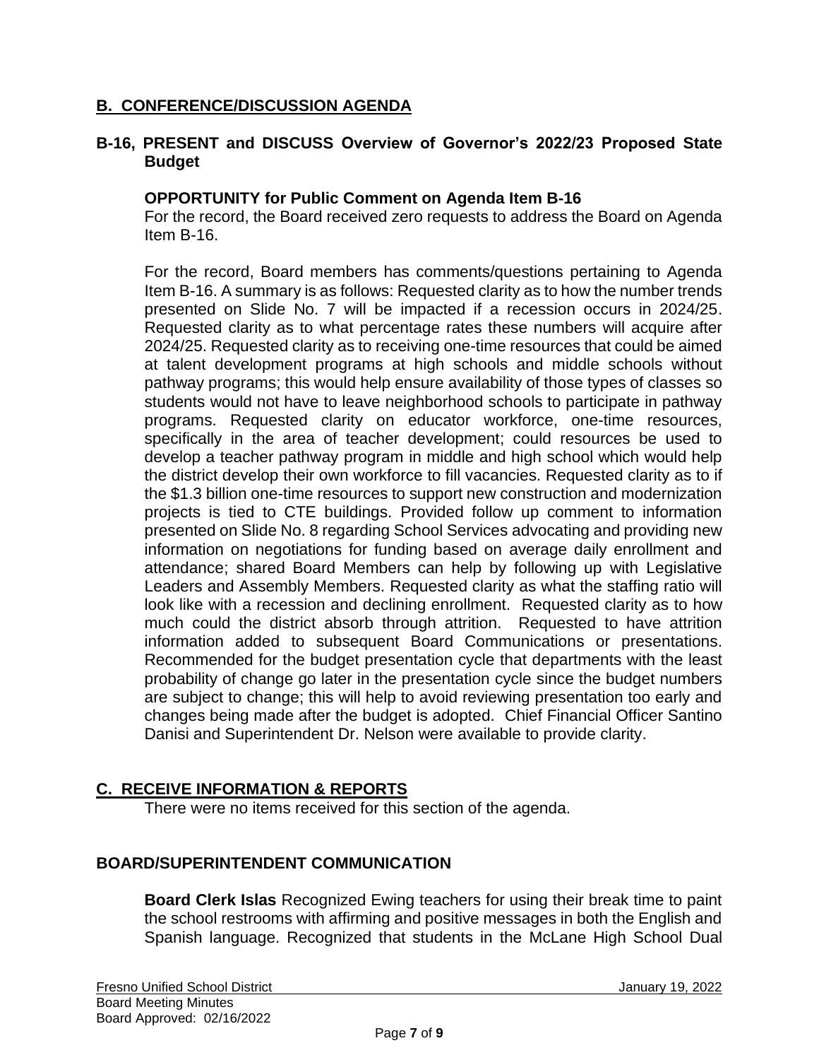## B. CONFERENCE/DISCUSSION AGENDA

### B-16, PRESENT and DISCUSS Overview of Governor's 2022/23 Proposed State Budget

**OPPORTUNITY for Public Comment on Agenda Item B-16**

For the record, the Board received zero requests to address the Board on Agenda Item B-16.

For the record, Board members has comments/questions pertaining to Agenda Item B-16. A summary is as follows: Requested clarity as to how the number trends presented on Slide No. 7 will be impacted if a recession occurs in 2024/25. Requested clarity as to what percentage rates these numbers will acquire after 2024/25. Requested clarity as to receiving one-time resources that could be aimed at talent development programs at high schools and middle schools without pathway programs; this would help ensure availability of those types of classes so students would not have to leave neighborhood schools to participate in pathway programs. Requested clarity on educator workforce, one-time resources, specifically in the area of teacher development; could resources be used to develop a teacher pathway program in middle and high school which would help the district develop their own workforce to fill vacancies. Requested clarity as to if the $1.3 billion one-time resources to support new construction and modernization projects is tied to CTE buildings. Provided follow up comment to information presented on Slide No. 8 regarding School Services advocating and providing new information on negotiations for funding based on average daily enrollment and attendance; shared Board Members can help by following up with Legislative Leaders and Assembly Members. Requested clarity as what the staffing ratio will look like with a recession and declining enrollment. Requested clarity as to how much could the district absorb through attrition. Requested to have attrition information added to subsequent Board Communications or presentations. Recommended for the budget presentation cycle that departments with the least probability of change go later in the presentation cycle since the budget numbers are subject to change; this will help to avoid reviewing presentation too early and changes being made after the budget is adopted. Chief Financial Officer Santino Danisi and Superintendent Dr. Nelson were available to provide clarity.

## C. RECEIVE INFORMATION & REPORTS

There were no items received for this section of the agenda.

## BOARD/SUPERINTENDENT COMMUNICATION

**Board Clerk Islas** Recognized Ewing teachers for using their break time to paint the school restrooms with affirming and positive messages in both the English and Spanish language. Recognized that students in the McLane High School Dual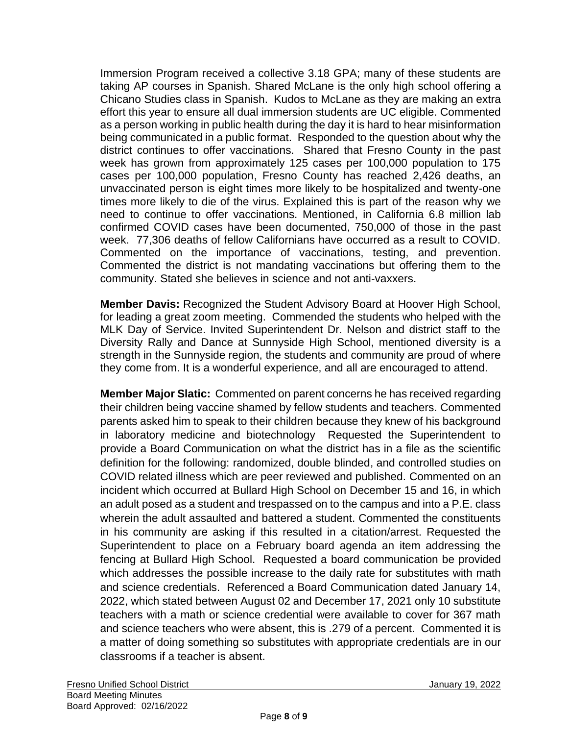Immersion Program received a collective 3.18 GPA; many of these students are taking AP courses in Spanish. Shared McLane is the only high school offering a Chicano Studies class in Spanish. Kudos to McLane as they are making an extra effort this year to ensure all dual immersion students are UC eligible. Commented as a person working in public health during the day it is hard to hear misinformation being communicated in a public format. Responded to the question about why the district continues to offer vaccinations. Shared that Fresno County in the past week has grown from approximately 125 cases per 100,000 population to 175 cases per 100,000 population, Fresno County has reached 2,426 deaths, an unvaccinated person is eight times more likely to be hospitalized and twenty-one times more likely to die of the virus. Explained this is part of the reason why we need to continue to offer vaccinations. Mentioned, in California 6.8 million lab confirmed COVID cases have been documented, 750,000 of those in the past week. 77,306 deaths of fellow Californians have occurred as a result to COVID. Commented on the importance of vaccinations, testing, and prevention. Commented the district is not mandating vaccinations but offering them to the community. Stated she believes in science and not anti-vaxxers.

**Member Davis:** Recognized the Student Advisory Board at Hoover High School, for leading a great zoom meeting. Commended the students who helped with the MLK Day of Service. Invited Superintendent Dr. Nelson and district staff to the Diversity Rally and Dance at Sunnyside High School, mentioned diversity is a strength in the Sunnyside region, the students and community are proud of where they come from. It is a wonderful experience, and all are encouraged to attend.

**Member Major Slatic:** Commented on parent concerns he has received regarding their children being vaccine shamed by fellow students and teachers. Commented parents asked him to speak to their children because they knew of his background in laboratory medicine and biotechnology Requested the Superintendent to provide a Board Communication on what the district has in a file as the scientific definition for the following: randomized, double blinded, and controlled studies on COVID related illness which are peer reviewed and published. Commented on an incident which occurred at Bullard High School on December 15 and 16, in which an adult posed as a student and trespassed on to the campus and into a P.E. class wherein the adult assaulted and battered a student. Commented the constituents in his community are asking if this resulted in a citation/arrest. Requested the Superintendent to place on a February board agenda an item addressing the fencing at Bullard High School. Requested a board communication be provided which addresses the possible increase to the daily rate for substitutes with math and science credentials. Referenced a Board Communication dated January 14, 2022, which stated between August 02 and December 17, 2021 only 10 substitute teachers with a math or science credential were available to cover for 367 math and science teachers who were absent, this is .279 of a percent. Commented it is a matter of doing something so substitutes with appropriate credentials are in our classrooms if a teacher is absent.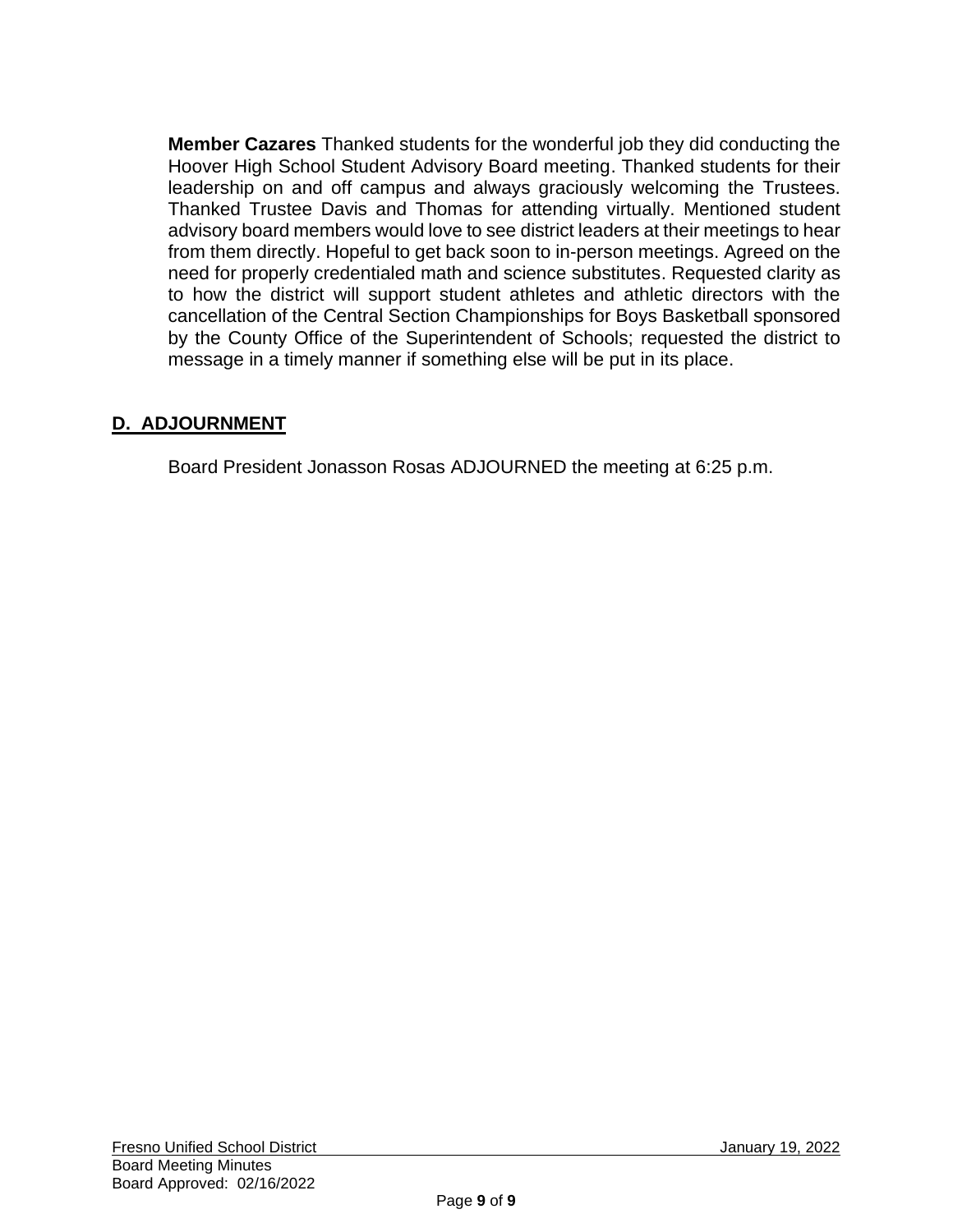**Member Cazares** Thanked students for the wonderful job they did conducting the Hoover High School Student Advisory Board meeting. Thanked students for their leadership on and off campus and always graciously welcoming the Trustees. Thanked Trustee Davis and Thomas for attending virtually. Mentioned student advisory board members would love to see district leaders at their meetings to hear from them directly. Hopeful to get back soon to in-person meetings. Agreed on the need for properly credentialed math and science substitutes. Requested clarity as to how the district will support student athletes and athletic directors with the cancellation of the Central Section Championships for Boys Basketball sponsored by the County Office of the Superintendent of Schools; requested the district to message in a timely manner if something else will be put in its place.

## D. ADJOURNMENT

Board President Jonasson Rosas ADJOURNED the meeting at 6:25 p.m.